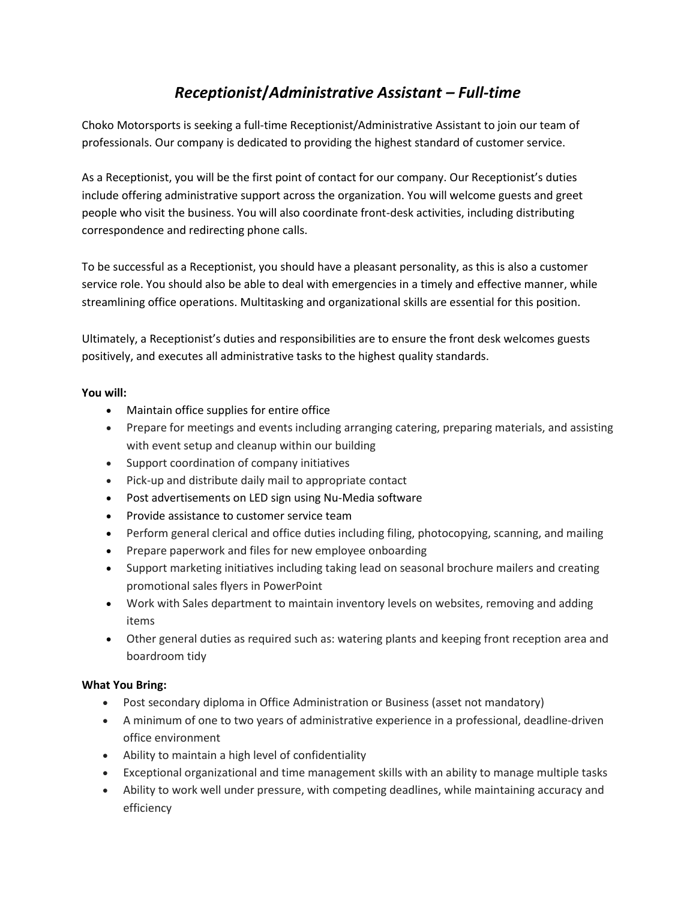# *Receptionist/Administrative Assistant – Full-time*

Choko Motorsports is seeking a full-time Receptionist/Administrative Assistant to join our team of professionals. Our company is dedicated to providing the highest standard of customer service.

As a Receptionist, you will be the first point of contact for our company. Our Receptionist's duties include offering administrative support across the organization. You will welcome guests and greet people who visit the business. You will also coordinate front-desk activities, including distributing correspondence and redirecting phone calls.

To be successful as a Receptionist, you should have a pleasant personality, as this is also a customer service role. You should also be able to deal with emergencies in a timely and effective manner, while streamlining office operations. Multitasking and organizational skills are essential for this position.

Ultimately, a Receptionist's duties and responsibilities are to ensure the front desk welcomes guests positively, and executes all administrative tasks to the highest quality standards.

**You will:**

- Maintain office supplies for entire office
- Prepare for meetings and events including arranging catering, preparing materials, and assisting with event setup and cleanup within our building
- Support coordination of company initiatives
- Pick-up and distribute daily mail to appropriate contact
- Post advertisements on LED sign using Nu-Media software
- Provide assistance to customer service team
- Perform general clerical and office duties including filing, photocopying, scanning, and mailing
- Prepare paperwork and files for new employee onboarding
- Support marketing initiatives including taking lead on seasonal brochure mailers and creating promotional sales flyers in PowerPoint
- Work with Sales department to maintain inventory levels on websites, removing and adding items
- Other general duties as required such as: watering plants and keeping front reception area and boardroom tidy

**What You Bring:**

- Post secondary diploma in Office Administration or Business (asset not mandatory)
- A minimum of one to two years of administrative experience in a professional, deadline-driven office environment
- Ability to maintain a high level of confidentiality
- Exceptional organizational and time management skills with an ability to manage multiple tasks
- Ability to work well under pressure, with competing deadlines, while maintaining accuracy and efficiency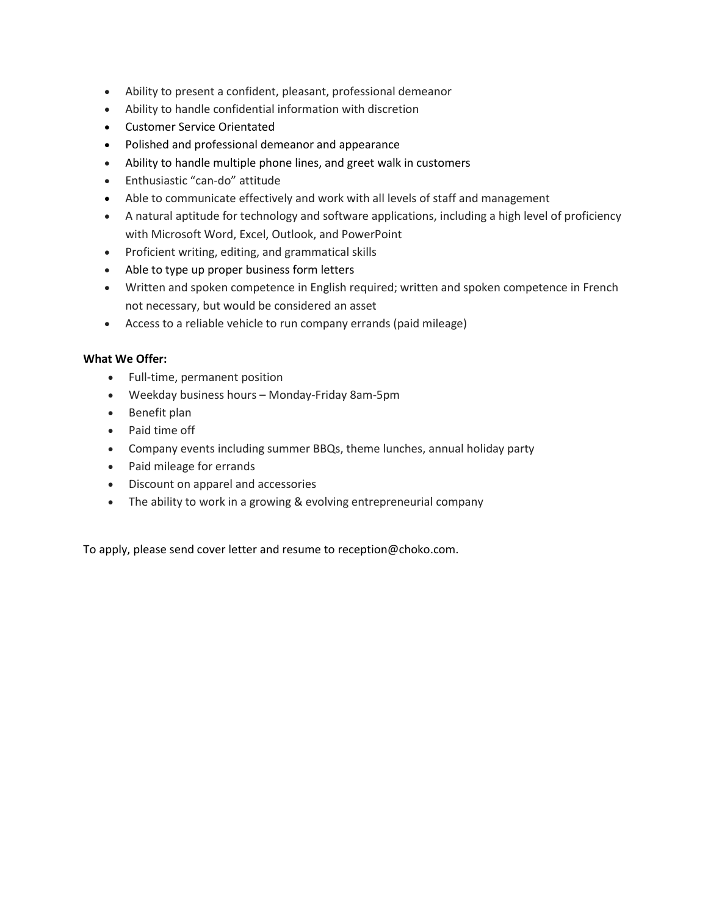- Ability to present a confident, pleasant, professional demeanor
- Ability to handle confidential information with discretion
- Customer Service Orientated
- Polished and professional demeanor and appearance
- Ability to handle multiple phone lines, and greet walk in customers
- Enthusiastic “can-do” attitude
- Able to communicate effectively and work with all levels of staff and management
- A natural aptitude for technology and software applications, including a high level of proficiency with Microsoft Word, Excel, Outlook, and PowerPoint
- Proficient writing, editing, and grammatical skills
- Able to type up proper business form letters
- Written and spoken competence in English required; written and spoken competence in French not necessary, but would be considered an asset
- Access to a reliable vehicle to run company errands (paid mileage)

**What We Offer:**

- Full-time, permanent position
- Weekday business hours – Monday-Friday 8am-5pm
- Benefit plan
- Paid time off
- Company events including summer BBQs, theme lunches, annual holiday party
- Paid mileage for errands
- Discount on apparel and accessories
- The ability to work in a growing & evolving entrepreneurial company

To apply, please send cover letter and resume to reception@choko.com.